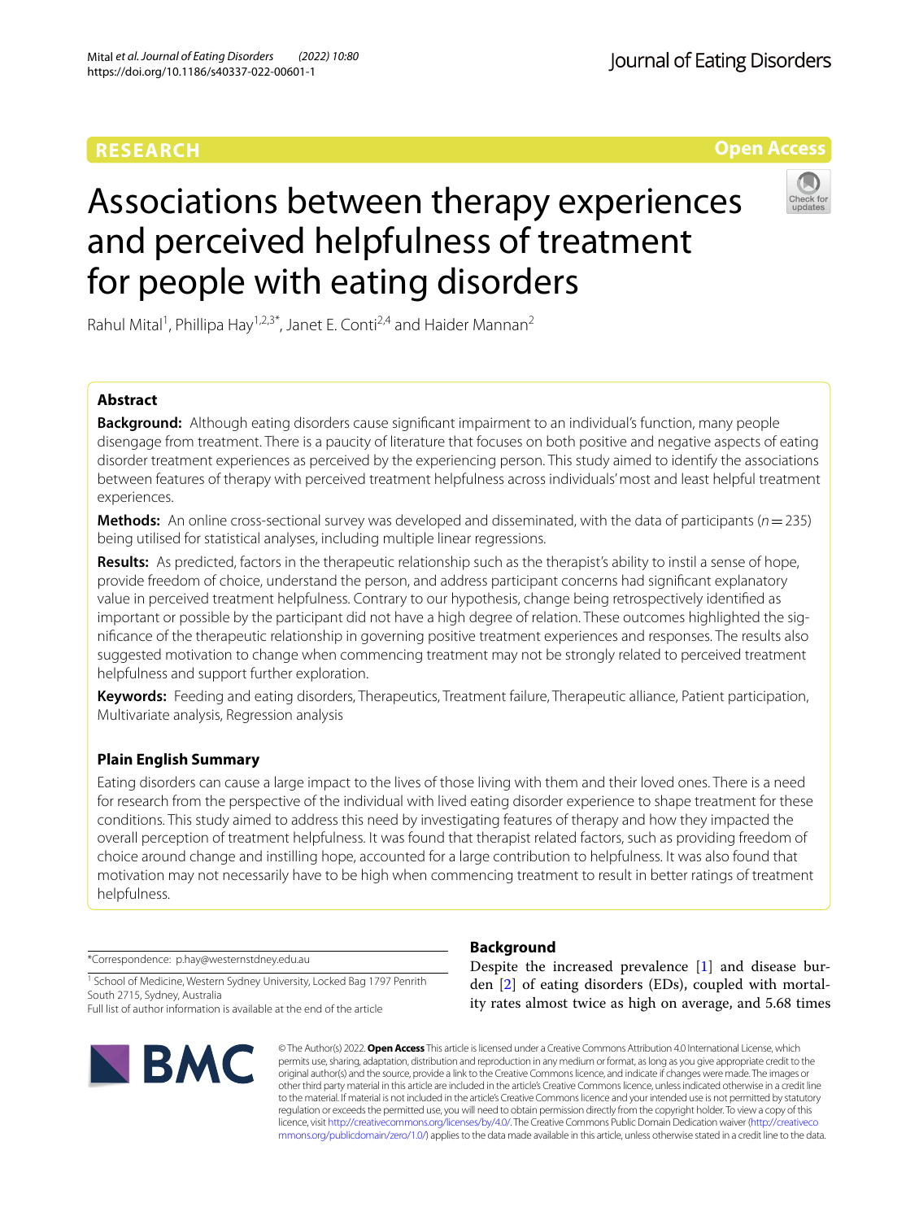RESEARCH

Open Access

# Associations between therapy experiences and perceived helpfulness of treatment for people with eating disorders

Rahul Mital[1], Phillipa Hay[1,2,3*], Janet E. Conti[2,4] and Haider Mannan[2]

## Abstract

**Background:** Although eating disorders cause significant impairment to an individual's function, many people disengage from treatment. There is a paucity of literature that focuses on both positive and negative aspects of eating disorder treatment experiences as perceived by the experiencing person. This study aimed to identify the associations between features of therapy with perceived treatment helpfulness across individuals' most and least helpful treatment experiences.

**Methods:** An online cross-sectional survey was developed and disseminated, with the data of participants ($n = 235$) being utilised for statistical analyses, including multiple linear regressions.

**Results:** As predicted, factors in the therapeutic relationship such as the therapist's ability to instil a sense of hope, provide freedom of choice, understand the person, and address participant concerns had significant explanatory value in perceived treatment helpfulness. Contrary to our hypothesis, change being retrospectively identified as important or possible by the participant did not have a high degree of relation. These outcomes highlighted the significance of the therapeutic relationship in governing positive treatment experiences and responses. The results also suggested motivation to change when commencing treatment may not be strongly related to perceived treatment helpfulness and support further exploration.

**Keywords:** Feeding and eating disorders, Therapeutics, Treatment failure, Therapeutic alliance, Patient participation, Multivariate analysis, Regression analysis

## Plain English Summary

Eating disorders can cause a large impact to the lives of those living with them and their loved ones. There is a need for research from the perspective of the individual with lived eating disorder experience to shape treatment for these conditions. This study aimed to address this need by investigating features of therapy and how they impacted the overall perception of treatment helpfulness. It was found that therapist related factors, such as providing freedom of choice around change and instilling hope, accounted for a large contribution to helpfulness. It was also found that motivation may not necessarily have to be high when commencing treatment to result in better ratings of treatment helpfulness.

*Correspondence: p.hay@westernstdney.edu.au

[1] School of Medicine, Western Sydney University, Locked Bag 1797 Penrith South 2715, Sydney, Australia

Full list of author information is available at the end of the article

## Background

Despite the increased prevalence [1] and disease burden [2] of eating disorders (EDs), coupled with mortality rates almost twice as high on average, and 5.68 times

© The Author(s) 2022. **Open Access** This article is licensed under a Creative Commons Attribution 4.0 International License, which permits use, sharing, adaptation, distribution and reproduction in any medium or format, as long as you give appropriate credit to the original author(s) and the source, provide a link to the Creative Commons licence, and indicate if changes were made. The images or other third party material in this article are included in the article's Creative Commons licence, unless indicated otherwise in a credit line to the material. If material is not included in the article's Creative Commons licence and your intended use is not permitted by statutory regulation or exceeds the permitted use, you will need to obtain permission directly from the copyright holder. To view a copy of this licence, visit http://creativecommons.org/licenses/by/4.0/. The Creative Commons Public Domain Dedication waiver (http://creativecommons.org/publicdomain/zero/1.0/) applies to the data made available in this article, unless otherwise stated in a credit line to the data.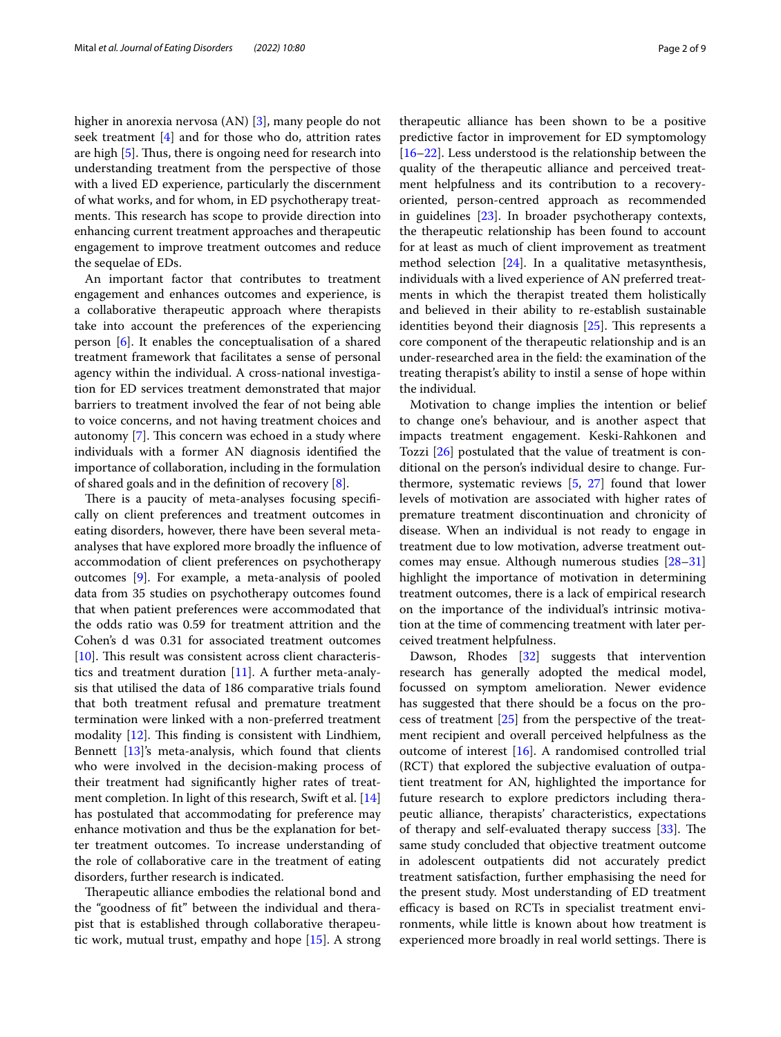higher in anorexia nervosa (AN) [3], many people do not seek treatment [4] and for those who do, attrition rates are high [5]. Thus, there is ongoing need for research into understanding treatment from the perspective of those with a lived ED experience, particularly the discernment of what works, and for whom, in ED psychotherapy treatments. This research has scope to provide direction into enhancing current treatment approaches and therapeutic engagement to improve treatment outcomes and reduce the sequelae of EDs.

An important factor that contributes to treatment engagement and enhances outcomes and experience, is a collaborative therapeutic approach where therapists take into account the preferences of the experiencing person [6]. It enables the conceptualisation of a shared treatment framework that facilitates a sense of personal agency within the individual. A cross-national investigation for ED services treatment demonstrated that major barriers to treatment involved the fear of not being able to voice concerns, and not having treatment choices and autonomy [7]. This concern was echoed in a study where individuals with a former AN diagnosis identified the importance of collaboration, including in the formulation of shared goals and in the definition of recovery [8].

There is a paucity of meta-analyses focusing specifically on client preferences and treatment outcomes in eating disorders, however, there have been several meta-analyses that have explored more broadly the influence of accommodation of client preferences on psychotherapy outcomes [9]. For example, a meta-analysis of pooled data from 35 studies on psychotherapy outcomes found that when patient preferences were accommodated that the odds ratio was 0.59 for treatment attrition and the Cohen's d was 0.31 for associated treatment outcomes [10]. This result was consistent across client characteristics and treatment duration [11]. A further meta-analysis that utilised the data of 186 comparative trials found that both treatment refusal and premature treatment termination were linked with a non-preferred treatment modality [12]. This finding is consistent with Lindhiem, Bennett [13]'s meta-analysis, which found that clients who were involved in the decision-making process of their treatment had significantly higher rates of treatment completion. In light of this research, Swift et al. [14] has postulated that accommodating for preference may enhance motivation and thus be the explanation for better treatment outcomes. To increase understanding of the role of collaborative care in the treatment of eating disorders, further research is indicated.

Therapeutic alliance embodies the relational bond and the "goodness of fit" between the individual and therapist that is established through collaborative therapeutic work, mutual trust, empathy and hope [15]. A strong therapeutic alliance has been shown to be a positive predictive factor in improvement for ED symptomology [16–22]. Less understood is the relationship between the quality of the therapeutic alliance and perceived treatment helpfulness and its contribution to a recovery-oriented, person-centred approach as recommended in guidelines [23]. In broader psychotherapy contexts, the therapeutic relationship has been found to account for at least as much of client improvement as treatment method selection [24]. In a qualitative metasynthesis, individuals with a lived experience of AN preferred treatments in which the therapist treated them holistically and believed in their ability to re-establish sustainable identities beyond their diagnosis [25]. This represents a core component of the therapeutic relationship and is an under-researched area in the field: the examination of the treating therapist's ability to instil a sense of hope within the individual.

Motivation to change implies the intention or belief to change one's behaviour, and is another aspect that impacts treatment engagement. Keski-Rahkonen and Tozzi [26] postulated that the value of treatment is conditional on the person's individual desire to change. Furthermore, systematic reviews [5, 27] found that lower levels of motivation are associated with higher rates of premature treatment discontinuation and chronicity of disease. When an individual is not ready to engage in treatment due to low motivation, adverse treatment outcomes may ensue. Although numerous studies [28–31] highlight the importance of motivation in determining treatment outcomes, there is a lack of empirical research on the importance of the individual's intrinsic motivation at the time of commencing treatment with later perceived treatment helpfulness.

Dawson, Rhodes [32] suggests that intervention research has generally adopted the medical model, focussed on symptom amelioration. Newer evidence has suggested that there should be a focus on the process of treatment [25] from the perspective of the treatment recipient and overall perceived helpfulness as the outcome of interest [16]. A randomised controlled trial (RCT) that explored the subjective evaluation of outpatient treatment for AN, highlighted the importance for future research to explore predictors including therapeutic alliance, therapists' characteristics, expectations of therapy and self-evaluated therapy success [33]. The same study concluded that objective treatment outcome in adolescent outpatients did not accurately predict treatment satisfaction, further emphasising the need for the present study. Most understanding of ED treatment efficacy is based on RCTs in specialist treatment environments, while little is known about how treatment is experienced more broadly in real world settings. There is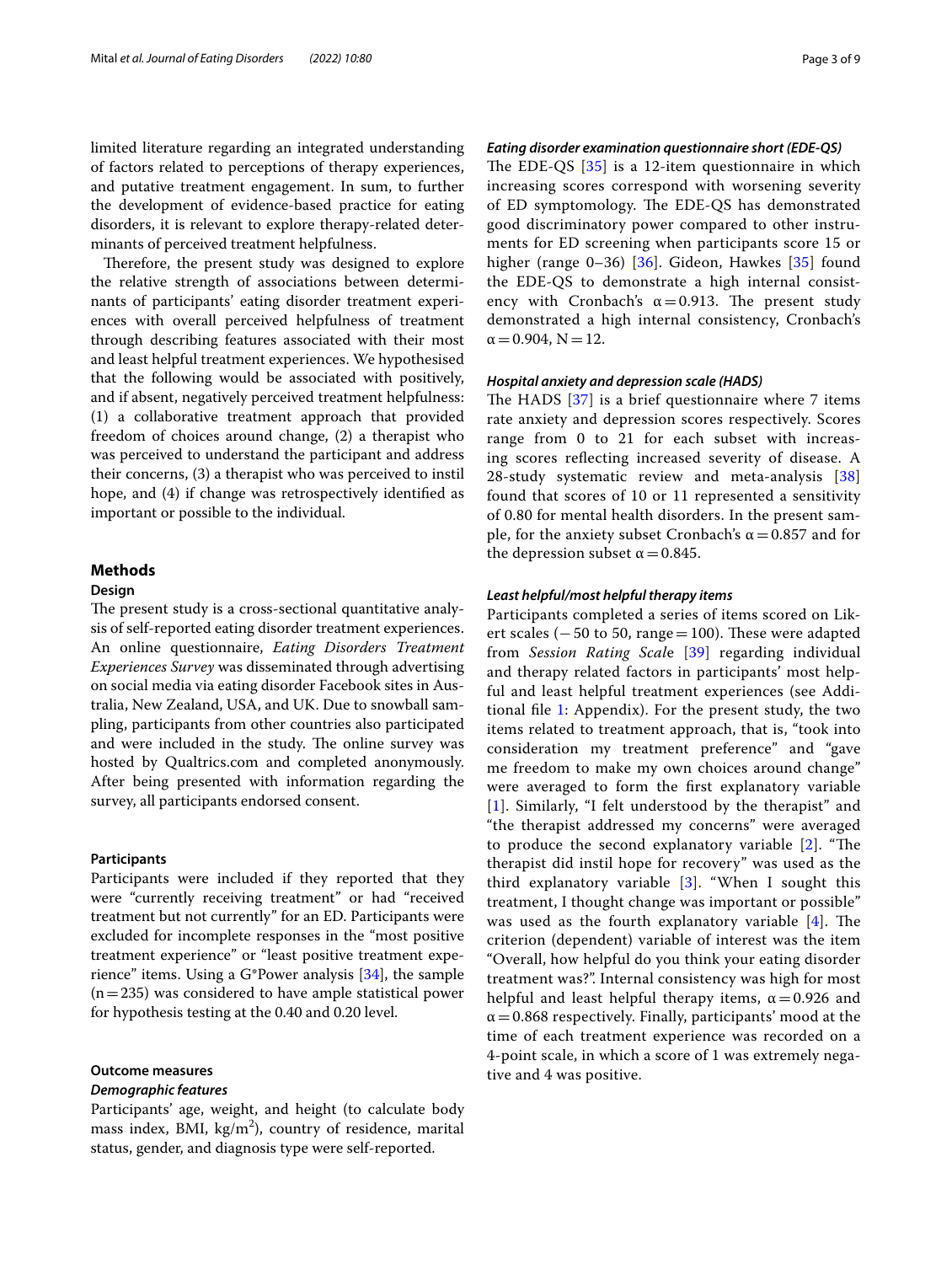limited literature regarding an integrated understanding of factors related to perceptions of therapy experiences, and putative treatment engagement. In sum, to further the development of evidence-based practice for eating disorders, it is relevant to explore therapy-related determinants of perceived treatment helpfulness.

Therefore, the present study was designed to explore the relative strength of associations between determinants of participants' eating disorder treatment experiences with overall perceived helpfulness of treatment through describing features associated with their most and least helpful treatment experiences. We hypothesised that the following would be associated with positively, and if absent, negatively perceived treatment helpfulness: (1) a collaborative treatment approach that provided freedom of choices around change, (2) a therapist who was perceived to understand the participant and address their concerns, (3) a therapist who was perceived to instil hope, and (4) if change was retrospectively identified as important or possible to the individual.

## Methods

### Design

The present study is a cross-sectional quantitative analysis of self-reported eating disorder treatment experiences. An online questionnaire, *Eating Disorders Treatment Experiences Survey* was disseminated through advertising on social media via eating disorder Facebook sites in Australia, New Zealand, USA, and UK. Due to snowball sampling, participants from other countries also participated and were included in the study. The online survey was hosted by Qualtrics.com and completed anonymously. After being presented with information regarding the survey, all participants endorsed consent.

### Participants

Participants were included if they reported that they were "currently receiving treatment" or had "received treatment but not currently" for an ED. Participants were excluded for incomplete responses in the "most positive treatment experience" or "least positive treatment experience" items. Using a G*Power analysis [34], the sample (n = 235) was considered to have ample statistical power for hypothesis testing at the 0.40 and 0.20 level.

### Outcome measures

#### *Demographic features*

Participants' age, weight, and height (to calculate body mass index, BMI, $kg/m^2$), country of residence, marital status, gender, and diagnosis type were self-reported.

#### *Eating disorder examination questionnaire short (EDE-QS)*

The EDE-QS [35] is a 12-item questionnaire in which increasing scores correspond with worsening severity of ED symptomology. The EDE-QS has demonstrated good discriminatory power compared to other instruments for ED screening when participants score 15 or higher (range 0–36) [36]. Gideon, Hawkes [35] found the EDE-QS to demonstrate a high internal consistency with Cronbach's $\alpha = 0.913$. The present study demonstrated a high internal consistency, Cronbach's $\alpha = 0.904$, N = 12.

#### *Hospital anxiety and depression scale (HADS)*

The HADS [37] is a brief questionnaire where 7 items rate anxiety and depression scores respectively. Scores range from 0 to 21 for each subset with increasing scores reflecting increased severity of disease. A 28-study systematic review and meta-analysis [38] found that scores of 10 or 11 represented a sensitivity of 0.80 for mental health disorders. In the present sample, for the anxiety subset Cronbach's $\alpha = 0.857$ and for the depression subset $\alpha = 0.845$.

#### *Least helpful/most helpful therapy items*

Participants completed a series of items scored on Likert scales (− 50 to 50, range = 100). These were adapted from *Session Rating Scale* [39] regarding individual and therapy related factors in participants' most helpful and least helpful treatment experiences (see Additional file 1: Appendix). For the present study, the two items related to treatment approach, that is, "took into consideration my treatment preference" and "gave me freedom to make my own choices around change" were averaged to form the first explanatory variable [1]. Similarly, "I felt understood by the therapist" and "the therapist addressed my concerns" were averaged to produce the second explanatory variable [2]. "The therapist did instil hope for recovery" was used as the third explanatory variable [3]. "When I sought this treatment, I thought change was important or possible" was used as the fourth explanatory variable [4]. The criterion (dependent) variable of interest was the item "Overall, how helpful do you think your eating disorder treatment was?". Internal consistency was high for most helpful and least helpful therapy items, $\alpha = 0.926$ and $\alpha = 0.868$ respectively. Finally, participants' mood at the time of each treatment experience was recorded on a 4-point scale, in which a score of 1 was extremely negative and 4 was positive.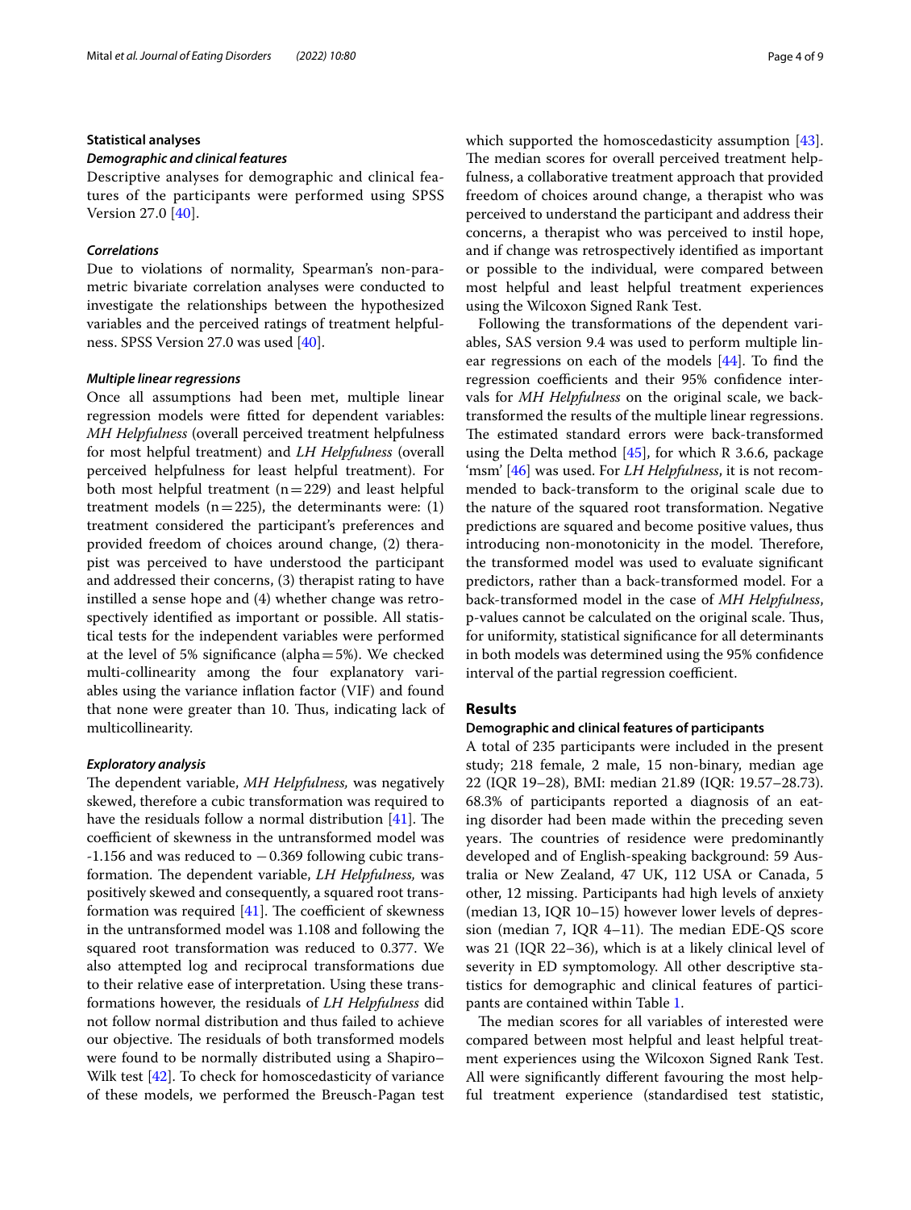## Statistical analyses

### *Demographic and clinical features*

Descriptive analyses for demographic and clinical features of the participants were performed using SPSS Version 27.0 [40].

### *Correlations*

Due to violations of normality, Spearman's non-parametric bivariate correlation analyses were conducted to investigate the relationships between the hypothesized variables and the perceived ratings of treatment helpfulness. SPSS Version 27.0 was used [40].

### *Multiple linear regressions*

Once all assumptions had been met, multiple linear regression models were fitted for dependent variables: *MH Helpfulness* (overall perceived treatment helpfulness for most helpful treatment) and *LH Helpfulness* (overall perceived helpfulness for least helpful treatment). For both most helpful treatment ($n = 229$) and least helpful treatment models ($n = 225$), the determinants were: (1) treatment considered the participant's preferences and provided freedom of choices around change, (2) therapist was perceived to have understood the participant and addressed their concerns, (3) therapist rating to have instilled a sense hope and (4) whether change was retrospectively identified as important or possible. All statistical tests for the independent variables were performed at the level of 5% significance (alpha = 5%). We checked multi-collinearity among the four explanatory variables using the variance inflation factor (VIF) and found that none were greater than 10. Thus, indicating lack of multicollinearity.

### *Exploratory analysis*

The dependent variable, *MH Helpfulness,* was negatively skewed, therefore a cubic transformation was required to have the residuals follow a normal distribution [41]. The coefficient of skewness in the untransformed model was -1.156 and was reduced to −0.369 following cubic transformation. The dependent variable, *LH Helpfulness,* was positively skewed and consequently, a squared root transformation was required [41]. The coefficient of skewness in the untransformed model was 1.108 and following the squared root transformation was reduced to 0.377. We also attempted log and reciprocal transformations due to their relative ease of interpretation. Using these transformations however, the residuals of *LH Helpfulness* did not follow normal distribution and thus failed to achieve our objective. The residuals of both transformed models were found to be normally distributed using a Shapiro–Wilk test [42]. To check for homoscedasticity of variance of these models, we performed the Breusch-Pagan test which supported the homoscedasticity assumption [43]. The median scores for overall perceived treatment helpfulness, a collaborative treatment approach that provided freedom of choices around change, a therapist who was perceived to understand the participant and address their concerns, a therapist who was perceived to instil hope, and if change was retrospectively identified as important or possible to the individual, were compared between most helpful and least helpful treatment experiences using the Wilcoxon Signed Rank Test.

Following the transformations of the dependent variables, SAS version 9.4 was used to perform multiple linear regressions on each of the models [44]. To find the regression coefficients and their 95% confidence intervals for *MH Helpfulness* on the original scale, we back-transformed the results of the multiple linear regressions. The estimated standard errors were back-transformed using the Delta method [45], for which R 3.6.6, package 'msm' [46] was used. For *LH Helpfulness*, it is not recommended to back-transform to the original scale due to the nature of the squared root transformation. Negative predictions are squared and become positive values, thus introducing non-monotonicity in the model. Therefore, the transformed model was used to evaluate significant predictors, rather than a back-transformed model. For a back-transformed model in the case of *MH Helpfulness*, p-values cannot be calculated on the original scale. Thus, for uniformity, statistical significance for all determinants in both models was determined using the 95% confidence interval of the partial regression coefficient.

## Results

### Demographic and clinical features of participants

A total of 235 participants were included in the present study; 218 female, 2 male, 15 non-binary, median age 22 (IQR 19–28), BMI: median 21.89 (IQR: 19.57–28.73). 68.3% of participants reported a diagnosis of an eating disorder had been made within the preceding seven years. The countries of residence were predominantly developed and of English-speaking background: 59 Australia or New Zealand, 47 UK, 112 USA or Canada, 5 other, 12 missing. Participants had high levels of anxiety (median 13, IQR 10–15) however lower levels of depression (median 7, IQR 4–11). The median EDE-QS score was 21 (IQR 22–36), which is at a likely clinical level of severity in ED symptomology. All other descriptive statistics for demographic and clinical features of participants are contained within Table 1.

The median scores for all variables of interested were compared between most helpful and least helpful treatment experiences using the Wilcoxon Signed Rank Test. All were significantly different favouring the most helpful treatment experience (standardised test statistic,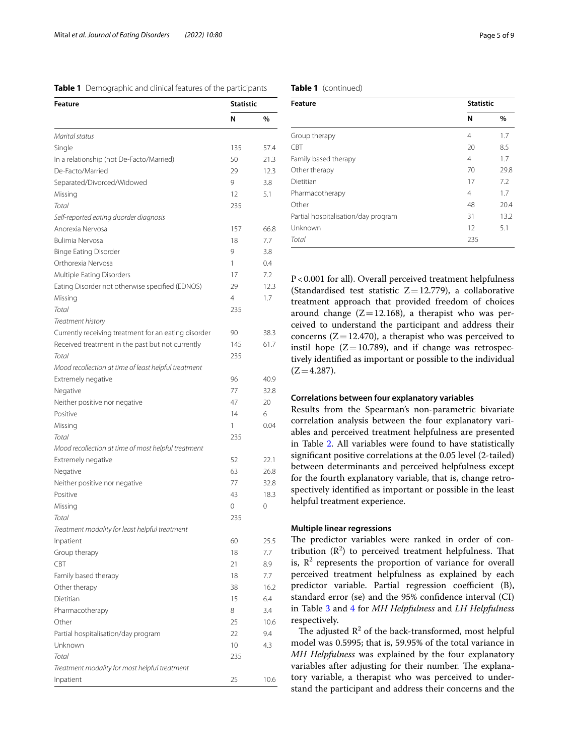**Table 1** Demographic and clinical features of the participants

| Feature | Statistic | |
|---|---|---|
| | N | % |
| *Marital status* | | |
| Single | 135 | 57.4 |
| In a relationship (not De-Facto/Married) | 50 | 21.3 |
| De-Facto/Married | 29 | 12.3 |
| Separated/Divorced/Widowed | 9 | 3.8 |
| Missing | 12 | 5.1 |
| *Total* | 235 | |
| *Self-reported eating disorder diagnosis* | | |
| Anorexia Nervosa | 157 | 66.8 |
| Bulimia Nervosa | 18 | 7.7 |
| Binge Eating Disorder | 9 | 3.8 |
| Orthorexia Nervosa | 1 | 0.4 |
| Multiple Eating Disorders | 17 | 7.2 |
| Eating Disorder not otherwise specified (EDNOS) | 29 | 12.3 |
| Missing | 4 | 1.7 |
| *Total* | 235 | |
| *Treatment history* | | |
| Currently receiving treatment for an eating disorder | 90 | 38.3 |
| Received treatment in the past but not currently | 145 | 61.7 |
| *Total* | 235 | |
| *Mood recollection at time of least helpful treatment* | | |
| Extremely negative | 96 | 40.9 |
| Negative | 77 | 32.8 |
| Neither positive nor negative | 47 | 20 |
| Positive | 14 | 6 |
| Missing | 1 | 0.04 |
| *Total* | 235 | |
| *Mood recollection at time of most helpful treatment* | | |
| Extremely negative | 52 | 22.1 |
| Negative | 63 | 26.8 |
| Neither positive nor negative | 77 | 32.8 |
| Positive | 43 | 18.3 |
| Missing | 0 | 0 |
| *Total* | 235 | |
| *Treatment modality for least helpful treatment* | | |
| Inpatient | 60 | 25.5 |
| Group therapy | 18 | 7.7 |
| CBT | 21 | 8.9 |
| Family based therapy | 18 | 7.7 |
| Other therapy | 38 | 16.2 |
| Dietitian | 15 | 6.4 |
| Pharmacotherapy | 8 | 3.4 |
| Other | 25 | 10.6 |
| Partial hospitalisation/day program | 22 | 9.4 |
| Unknown | 10 | 4.3 |
| *Total* | 235 | |
| *Treatment modality for most helpful treatment* | | |
| Inpatient | 25 | 10.6 |
| Group therapy | 4 | 1.7 |
| CBT | 20 | 8.5 |
| Family based therapy | 4 | 1.7 |
| Other therapy | 70 | 29.8 |
| Dietitian | 17 | 7.2 |
| Pharmacotherapy | 4 | 1.7 |
| Other | 48 | 20.4 |
| Partial hospitalisation/day program | 31 | 13.2 |
| Unknown | 12 | 5.1 |
| *Total* | 235 | |

$P<0.001$ for all). Overall perceived treatment helpfulness (Standardised test statistic $Z=12.779$), a collaborative treatment approach that provided freedom of choices around change ($Z=12.168$), a therapist who was perceived to understand the participant and address their concerns ($Z=12.470$), a therapist who was perceived to instil hope ($Z=10.789$), and if change was retrospectively identified as important or possible to the individual ($Z=4.287$).

### Correlations between four explanatory variables

Results from the Spearman's non-parametric bivariate correlation analysis between the four explanatory variables and perceived treatment helpfulness are presented in Table 2. All variables were found to have statistically significant positive correlations at the 0.05 level (2-tailed) between determinants and perceived helpfulness except for the fourth explanatory variable, that is, change retrospectively identified as important or possible in the least helpful treatment experience.

### Multiple linear regressions

The predictor variables were ranked in order of contribution ($R^2$) to perceived treatment helpfulness. That is, $R^2$ represents the proportion of variance for overall perceived treatment helpfulness as explained by each predictor variable. Partial regression coefficient (B), standard error (se) and the 95% confidence interval (CI) in Table 3 and 4 for *MH Helpfulness* and *LH Helpfulness* respectively.

The adjusted $R^2$ of the back-transformed, most helpful model was 0.5995; that is, 59.95% of the total variance in *MH Helpfulness* was explained by the four explanatory variables after adjusting for their number. The explanatory variable, a therapist who was perceived to understand the participant and address their concerns and the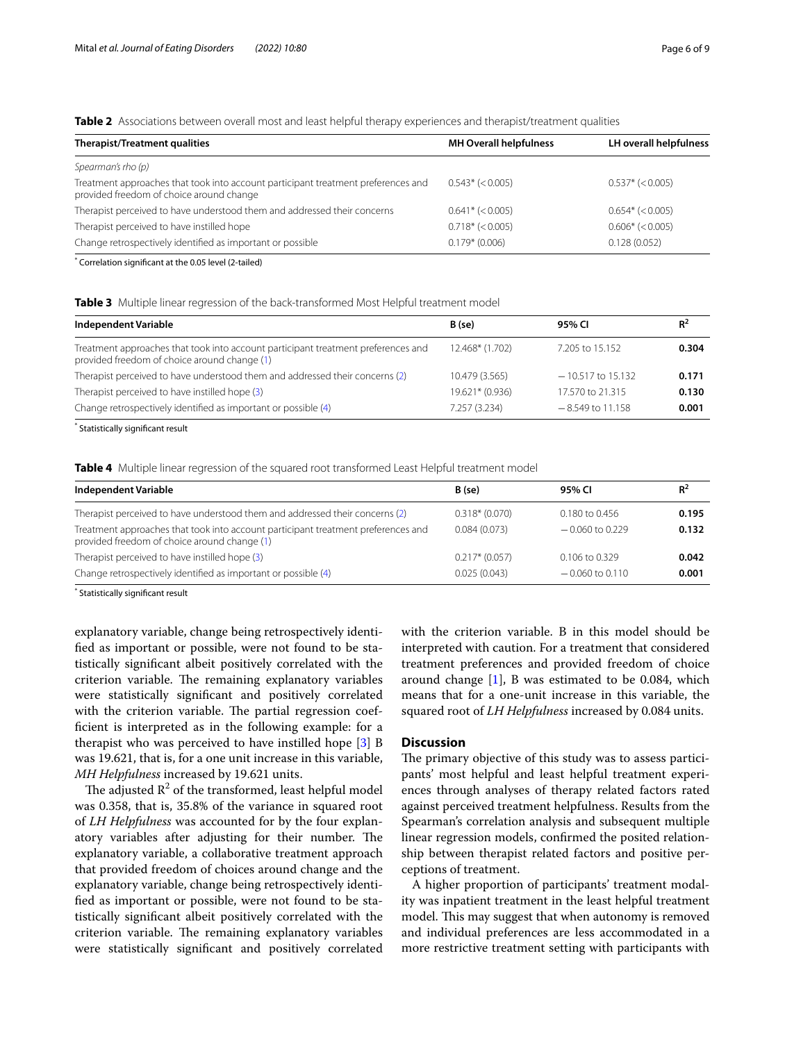**Table 2** Associations between overall most and least helpful therapy experiences and therapist/treatment qualities

| Therapist/Treatment qualities | MH Overall helpfulness | LH overall helpfulness |
|---|---|---|
| *Spearman's rho (p)* | | |
| Treatment approaches that took into account participant treatment preferences and provided freedom of choice around change | 0.543* (< 0.005) | 0.537* (< 0.005) |
| Therapist perceived to have understood them and addressed their concerns | 0.641* (< 0.005) | 0.654* (< 0.005) |
| Therapist perceived to have instilled hope | 0.718* (< 0.005) | 0.606* (< 0.005) |
| Change retrospectively identified as important or possible | 0.179* (0.006) | 0.128 (0.052) |

* Correlation significant at the 0.05 level (2-tailed)

**Table 3** Multiple linear regression of the back-transformed Most Helpful treatment model

| Independent Variable | B (se) | 95% CI | $R^2$ |
|---|---|---|---|
| Treatment approaches that took into account participant treatment preferences and provided freedom of choice around change (1) | 12.468* (1.702) | 7.205 to 15.152 | **0.304** |
| Therapist perceived to have understood them and addressed their concerns (2) | 10.479 (3.565) | − 10.517 to 15.132 | **0.171** |
| Therapist perceived to have instilled hope (3) | 19.621* (0.936) | 17.570 to 21.315 | **0.130** |
| Change retrospectively identified as important or possible (4) | 7.257 (3.234) | − 8.549 to 11.158 | **0.001** |

* Statistically significant result

**Table 4** Multiple linear regression of the squared root transformed Least Helpful treatment model

| Independent Variable | B (se) | 95% CI | $R^2$ |
|---|---|---|---|
| Therapist perceived to have understood them and addressed their concerns (2) | 0.318* (0.070) | 0.180 to 0.456 | **0.195** |
| Treatment approaches that took into account participant treatment preferences and provided freedom of choice around change (1) | 0.084 (0.073) | − 0.060 to 0.229 | **0.132** |
| Therapist perceived to have instilled hope (3) | 0.217* (0.057) | 0.106 to 0.329 | **0.042** |
| Change retrospectively identified as important or possible (4) | 0.025 (0.043) | − 0.060 to 0.110 | **0.001** |

* Statistically significant result

explanatory variable, change being retrospectively identified as important or possible, were not found to be statistically significant albeit positively correlated with the criterion variable. The remaining explanatory variables were statistically significant and positively correlated with the criterion variable. The partial regression coefficient is interpreted as in the following example: for a therapist who was perceived to have instilled hope [3] B was 19.621, that is, for a one unit increase in this variable, *MH Helpfulness* increased by 19.621 units.

The adjusted $R^2$ of the transformed, least helpful model was 0.358, that is, 35.8% of the variance in squared root of *LH Helpfulness* was accounted for by the four explanatory variables after adjusting for their number. The explanatory variable, a collaborative treatment approach that provided freedom of choices around change and the explanatory variable, change being retrospectively identified as important or possible, were not found to be statistically significant albeit positively correlated with the criterion variable. The remaining explanatory variables were statistically significant and positively correlated with the criterion variable. B in this model should be interpreted with caution. For a treatment that considered treatment preferences and provided freedom of choice around change [1], B was estimated to be 0.084, which means that for a one-unit increase in this variable, the squared root of *LH Helpfulness* increased by 0.084 units.

## Discussion

The primary objective of this study was to assess participants' most helpful and least helpful treatment experiences through analyses of therapy related factors rated against perceived treatment helpfulness. Results from the Spearman's correlation analysis and subsequent multiple linear regression models, confirmed the posited relationship between therapist related factors and positive perceptions of treatment.

A higher proportion of participants' treatment modality was inpatient treatment in the least helpful treatment model. This may suggest that when autonomy is removed and individual preferences are less accommodated in a more restrictive treatment setting with participants with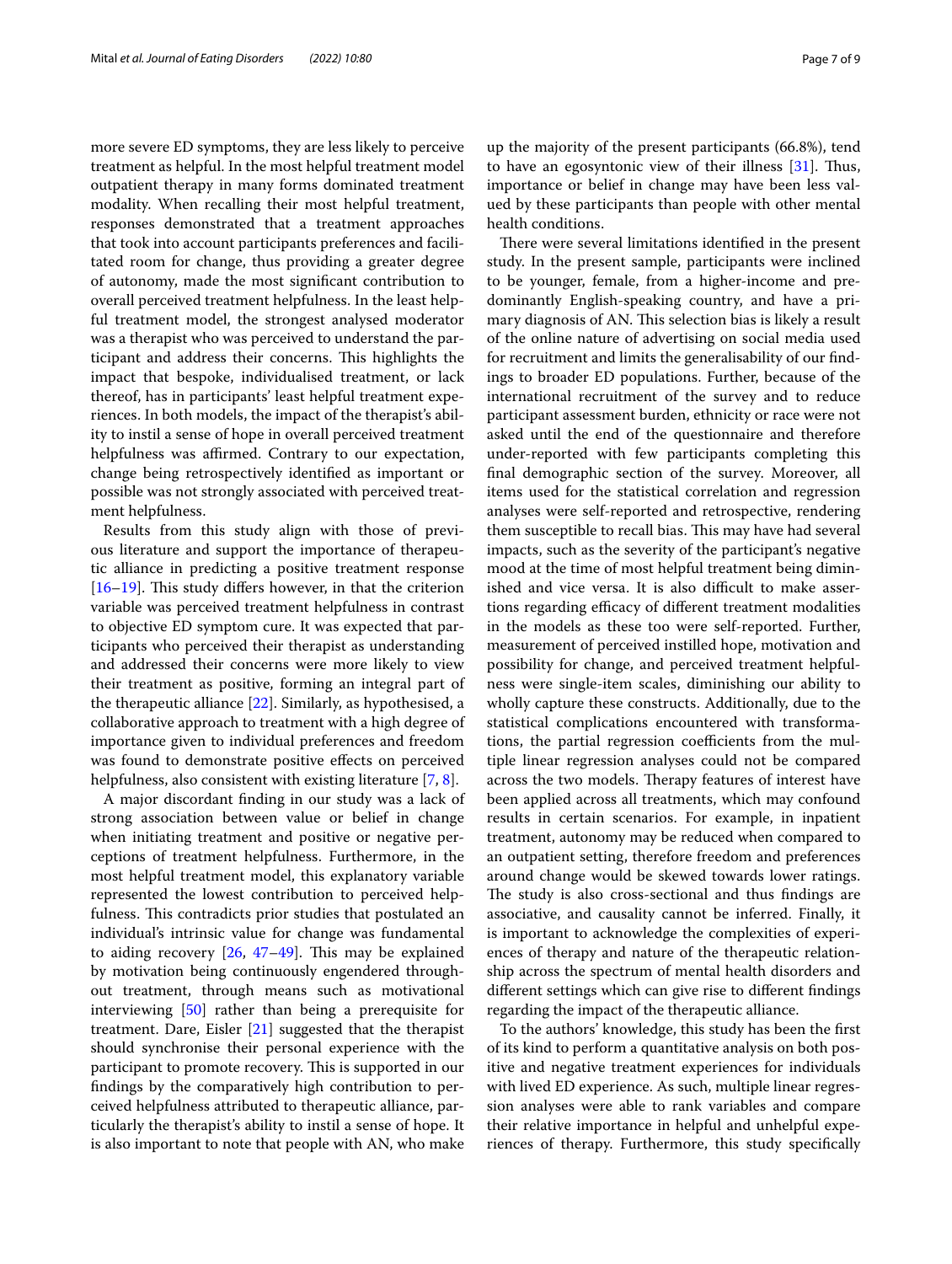more severe ED symptoms, they are less likely to perceive treatment as helpful. In the most helpful treatment model outpatient therapy in many forms dominated treatment modality. When recalling their most helpful treatment, responses demonstrated that a treatment approaches that took into account participants preferences and facilitated room for change, thus providing a greater degree of autonomy, made the most significant contribution to overall perceived treatment helpfulness. In the least helpful treatment model, the strongest analysed moderator was a therapist who was perceived to understand the participant and address their concerns. This highlights the impact that bespoke, individualised treatment, or lack thereof, has in participants' least helpful treatment experiences. In both models, the impact of the therapist's ability to instil a sense of hope in overall perceived treatment helpfulness was affirmed. Contrary to our expectation, change being retrospectively identified as important or possible was not strongly associated with perceived treatment helpfulness.

Results from this study align with those of previous literature and support the importance of therapeutic alliance in predicting a positive treatment response [16–19]. This study differs however, in that the criterion variable was perceived treatment helpfulness in contrast to objective ED symptom cure. It was expected that participants who perceived their therapist as understanding and addressed their concerns were more likely to view their treatment as positive, forming an integral part of the therapeutic alliance [22]. Similarly, as hypothesised, a collaborative approach to treatment with a high degree of importance given to individual preferences and freedom was found to demonstrate positive effects on perceived helpfulness, also consistent with existing literature [7, 8].

A major discordant finding in our study was a lack of strong association between value or belief in change when initiating treatment and positive or negative perceptions of treatment helpfulness. Furthermore, in the most helpful treatment model, this explanatory variable represented the lowest contribution to perceived helpfulness. This contradicts prior studies that postulated an individual's intrinsic value for change was fundamental to aiding recovery [26, 47–49]. This may be explained by motivation being continuously engendered throughout treatment, through means such as motivational interviewing [50] rather than being a prerequisite for treatment. Dare, Eisler [21] suggested that the therapist should synchronise their personal experience with the participant to promote recovery. This is supported in our findings by the comparatively high contribution to perceived helpfulness attributed to therapeutic alliance, particularly the therapist's ability to instil a sense of hope. It is also important to note that people with AN, who make up the majority of the present participants (66.8%), tend to have an egosyntonic view of their illness [31]. Thus, importance or belief in change may have been less valued by these participants than people with other mental health conditions.

There were several limitations identified in the present study. In the present sample, participants were inclined to be younger, female, from a higher-income and predominantly English-speaking country, and have a primary diagnosis of AN. This selection bias is likely a result of the online nature of advertising on social media used for recruitment and limits the generalisability of our findings to broader ED populations. Further, because of the international recruitment of the survey and to reduce participant assessment burden, ethnicity or race were not asked until the end of the questionnaire and therefore under-reported with few participants completing this final demographic section of the survey. Moreover, all items used for the statistical correlation and regression analyses were self-reported and retrospective, rendering them susceptible to recall bias. This may have had several impacts, such as the severity of the participant's negative mood at the time of most helpful treatment being diminished and vice versa. It is also difficult to make assertions regarding efficacy of different treatment modalities in the models as these too were self-reported. Further, measurement of perceived instilled hope, motivation and possibility for change, and perceived treatment helpfulness were single-item scales, diminishing our ability to wholly capture these constructs. Additionally, due to the statistical complications encountered with transformations, the partial regression coefficients from the multiple linear regression analyses could not be compared across the two models. Therapy features of interest have been applied across all treatments, which may confound results in certain scenarios. For example, in inpatient treatment, autonomy may be reduced when compared to an outpatient setting, therefore freedom and preferences around change would be skewed towards lower ratings. The study is also cross-sectional and thus findings are associative, and causality cannot be inferred. Finally, it is important to acknowledge the complexities of experiences of therapy and nature of the therapeutic relationship across the spectrum of mental health disorders and different settings which can give rise to different findings regarding the impact of the therapeutic alliance.

To the authors' knowledge, this study has been the first of its kind to perform a quantitative analysis on both positive and negative treatment experiences for individuals with lived ED experience. As such, multiple linear regression analyses were able to rank variables and compare their relative importance in helpful and unhelpful experiences of therapy. Furthermore, this study specifically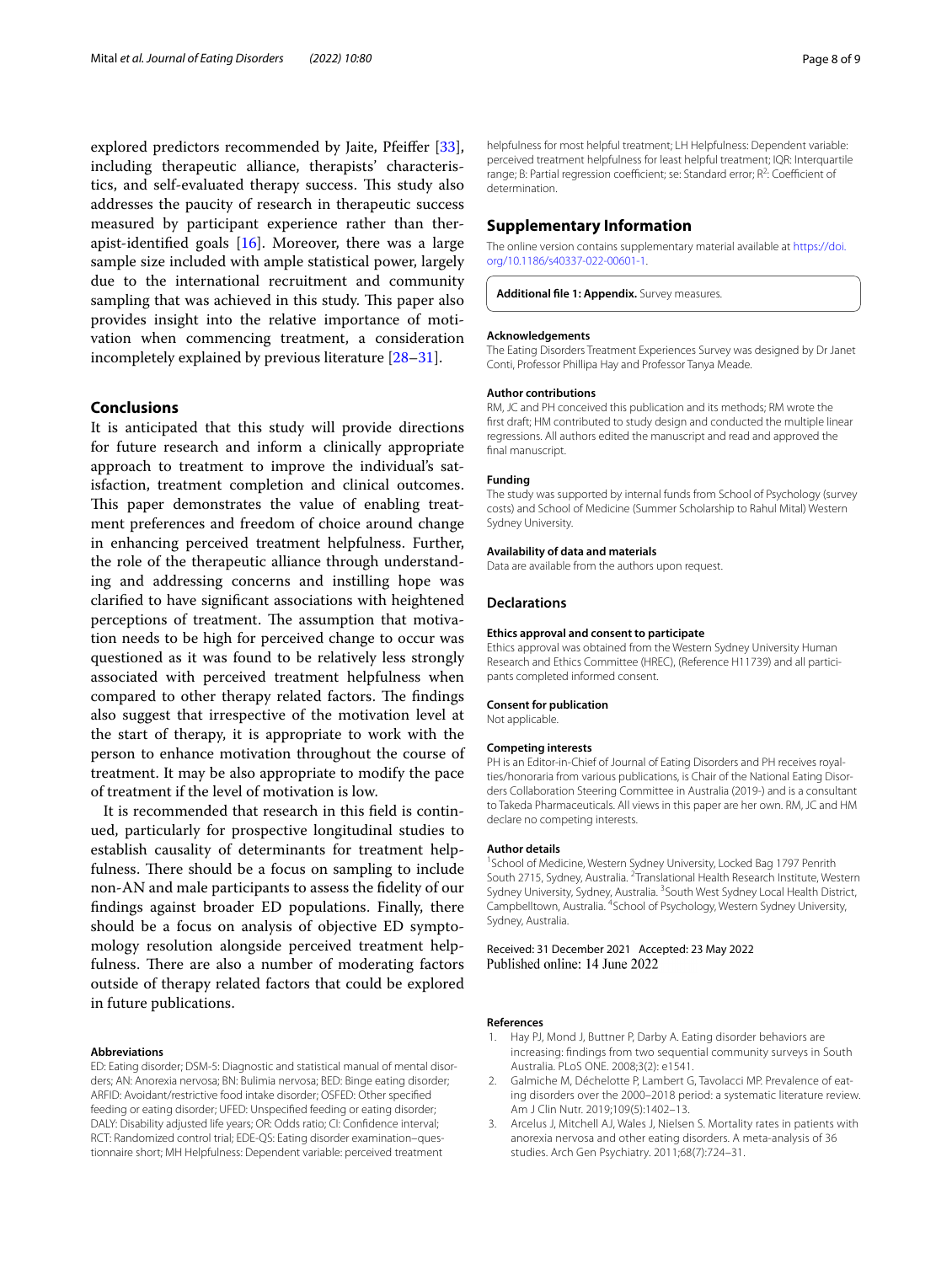explored predictors recommended by Jaite, Pfeiffer [33], including therapeutic alliance, therapists' characteristics, and self-evaluated therapy success. This study also addresses the paucity of research in therapeutic success measured by participant experience rather than therapist-identified goals [16]. Moreover, there was a large sample size included with ample statistical power, largely due to the international recruitment and community sampling that was achieved in this study. This paper also provides insight into the relative importance of motivation when commencing treatment, a consideration incompletely explained by previous literature [28–31].

## Conclusions

It is anticipated that this study will provide directions for future research and inform a clinically appropriate approach to treatment to improve the individual's satisfaction, treatment completion and clinical outcomes. This paper demonstrates the value of enabling treatment preferences and freedom of choice around change in enhancing perceived treatment helpfulness. Further, the role of the therapeutic alliance through understanding and addressing concerns and instilling hope was clarified to have significant associations with heightened perceptions of treatment. The assumption that motivation needs to be high for perceived change to occur was questioned as it was found to be relatively less strongly associated with perceived treatment helpfulness when compared to other therapy related factors. The findings also suggest that irrespective of the motivation level at the start of therapy, it is appropriate to work with the person to enhance motivation throughout the course of treatment. It may be also appropriate to modify the pace of treatment if the level of motivation is low.

It is recommended that research in this field is continued, particularly for prospective longitudinal studies to establish causality of determinants for treatment helpfulness. There should be a focus on sampling to include non-AN and male participants to assess the fidelity of our findings against broader ED populations. Finally, there should be a focus on analysis of objective ED symptomology resolution alongside perceived treatment helpfulness. There are also a number of moderating factors outside of therapy related factors that could be explored in future publications.

#### Abbreviations

ED: Eating disorder; DSM-5: Diagnostic and statistical manual of mental disorders; AN: Anorexia nervosa; BN: Bulimia nervosa; BED: Binge eating disorder; ARFID: Avoidant/restrictive food intake disorder; OSFED: Other specified feeding or eating disorder; UFED: Unspecified feeding or eating disorder; DALY: Disability adjusted life years; OR: Odds ratio; CI: Confidence interval; RCT: Randomized control trial; EDE-QS: Eating disorder examination–questionnaire short; MH Helpfulness: Dependent variable: perceived treatment helpfulness for most helpful treatment; LH Helpfulness: Dependent variable: perceived treatment helpfulness for least helpful treatment; IQR: Interquartile range; B: Partial regression coefficient; se: Standard error; $R^2$: Coefficient of determination.

## Supplementary Information

The online version contains supplementary material available at https://doi.org/10.1186/s40337-022-00601-1.

**Additional file 1: Appendix.** Survey measures.

#### Acknowledgements

The Eating Disorders Treatment Experiences Survey was designed by Dr Janet Conti, Professor Phillipa Hay and Professor Tanya Meade.

#### Author contributions

RM, JC and PH conceived this publication and its methods; RM wrote the first draft; HM contributed to study design and conducted the multiple linear regressions. All authors edited the manuscript and read and approved the final manuscript.

#### Funding

The study was supported by internal funds from School of Psychology (survey costs) and School of Medicine (Summer Scholarship to Rahul Mital) Western Sydney University.

#### Availability of data and materials

Data are available from the authors upon request.

### Declarations

#### Ethics approval and consent to participate

Ethics approval was obtained from the Western Sydney University Human Research and Ethics Committee (HREC), (Reference H11739) and all participants completed informed consent.

#### Consent for publication

Not applicable.

#### Competing interests

PH is an Editor-in-Chief of Journal of Eating Disorders and PH receives royalties/honoraria from various publications, is Chair of the National Eating Disorders Collaboration Steering Committee in Australia (2019-) and is a consultant to Takeda Pharmaceuticals. All views in this paper are her own. RM, JC and HM declare no competing interests.

#### Author details

[1]School of Medicine, Western Sydney University, Locked Bag 1797 Penrith South 2715, Sydney, Australia. [2]Translational Health Research Institute, Western Sydney University, Sydney, Australia. [3]South West Sydney Local Health District, Campbelltown, Australia. [4]School of Psychology, Western Sydney University, Sydney, Australia.

Received: 31 December 2021 Accepted: 23 May 2022
Published online: 14 June 2022

#### References

1. Hay PJ, Mond J, Buttner P, Darby A. Eating disorder behaviors are increasing: findings from two sequential community surveys in South Australia. PLoS ONE. 2008;3(2): e1541.
2. Galmiche M, Déchelotte P, Lambert G, Tavolacci MP. Prevalence of eating disorders over the 2000–2018 period: a systematic literature review. Am J Clin Nutr. 2019;109(5):1402–13.
3. Arcelus J, Mitchell AJ, Wales J, Nielsen S. Mortality rates in patients with anorexia nervosa and other eating disorders. A meta-analysis of 36 studies. Arch Gen Psychiatry. 2011;68(7):724–31.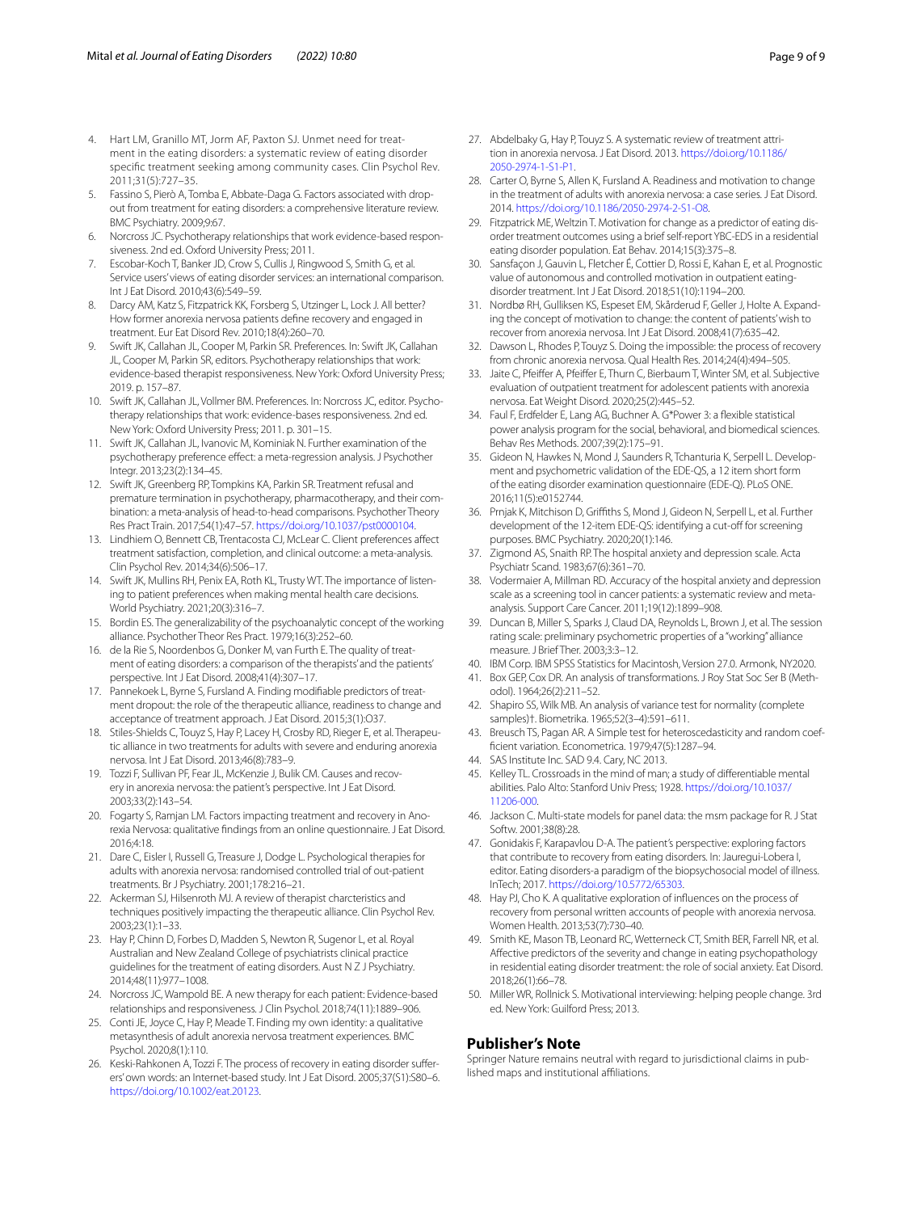4. Hart LM, Granillo MT, Jorm AF, Paxton SJ. Unmet need for treatment in the eating disorders: a systematic review of eating disorder specific treatment seeking among community cases. Clin Psychol Rev. 2011;31(5):727–35.
5. Fassino S, Pierò A, Tomba E, Abbate-Daga G. Factors associated with dropout from treatment for eating disorders: a comprehensive literature review. BMC Psychiatry. 2009;9:67.
6. Norcross JC. Psychotherapy relationships that work evidence-based responsiveness. 2nd ed. Oxford University Press; 2011.
7. Escobar-Koch T, Banker JD, Crow S, Cullis J, Ringwood S, Smith G, et al. Service users' views of eating disorder services: an international comparison. Int J Eat Disord. 2010;43(6):549–59.
8. Darcy AM, Katz S, Fitzpatrick KK, Forsberg S, Utzinger L, Lock J. All better? How former anorexia nervosa patients define recovery and engaged in treatment. Eur Eat Disord Rev. 2010;18(4):260–70.
9. Swift JK, Callahan JL, Cooper M, Parkin SR. Preferences. In: Swift JK, Callahan JL, Cooper M, Parkin SR, editors. Psychotherapy relationships that work: evidence-based therapist responsiveness. New York: Oxford University Press; 2019. p. 157–87.
10. Swift JK, Callahan JL, Vollmer BM. Preferences. In: Norcross JC, editor. Psychotherapy relationships that work: evidence-bases responsiveness. 2nd ed. New York: Oxford University Press; 2011. p. 301–15.
11. Swift JK, Callahan JL, Ivanovic M, Kominiak N. Further examination of the psychotherapy preference effect: a meta-regression analysis. J Psychother Integr. 2013;23(2):134–45.
12. Swift JK, Greenberg RP, Tompkins KA, Parkin SR. Treatment refusal and premature termination in psychotherapy, pharmacotherapy, and their combination: a meta-analysis of head-to-head comparisons. Psychother Theory Res Pract Train. 2017;54(1):47–57. https://doi.org/10.1037/pst0000104.
13. Lindhiem O, Bennett CB, Trentacosta CJ, McLear C. Client preferences affect treatment satisfaction, completion, and clinical outcome: a meta-analysis. Clin Psychol Rev. 2014;34(6):506–17.
14. Swift JK, Mullins RH, Penix EA, Roth KL, Trusty WT. The importance of listening to patient preferences when making mental health care decisions. World Psychiatry. 2021;20(3):316–7.
15. Bordin ES. The generalizability of the psychoanalytic concept of the working alliance. Psychother Theor Res Pract. 1979;16(3):252–60.
16. de la Rie S, Noordenbos G, Donker M, van Furth E. The quality of treatment of eating disorders: a comparison of the therapists' and the patients' perspective. Int J Eat Disord. 2008;41(4):307–17.
17. Pannekoek L, Byrne S, Fursland A. Finding modifiable predictors of treatment dropout: the role of the therapeutic alliance, readiness to change and acceptance of treatment approach. J Eat Disord. 2015;3(1):O37.
18. Stiles-Shields C, Touyz S, Hay P, Lacey H, Crosby RD, Rieger E, et al. Therapeutic alliance in two treatments for adults with severe and enduring anorexia nervosa. Int J Eat Disord. 2013;46(8):783–9.
19. Tozzi F, Sullivan PF, Fear JL, McKenzie J, Bulik CM. Causes and recovery in anorexia nervosa: the patient's perspective. Int J Eat Disord. 2003;33(2):143–54.
20. Fogarty S, Ramjan LM. Factors impacting treatment and recovery in Anorexia Nervosa: qualitative findings from an online questionnaire. J Eat Disord. 2016;4:18.
21. Dare C, Eisler I, Russell G, Treasure J, Dodge L. Psychological therapies for adults with anorexia nervosa: randomised controlled trial of out-patient treatments. Br J Psychiatry. 2001;178:216–21.
22. Ackerman SJ, Hilsenroth MJ. A review of therapist charcteristics and techniques positively impacting the therapeutic alliance. Clin Psychol Rev. 2003;23(1):1–33.
23. Hay P, Chinn D, Forbes D, Madden S, Newton R, Sugenor L, et al. Royal Australian and New Zealand College of psychiatrists clinical practice guidelines for the treatment of eating disorders. Aust N Z J Psychiatry. 2014;48(11):977–1008.
24. Norcross JC, Wampold BE. A new therapy for each patient: Evidence-based relationships and responsiveness. J Clin Psychol. 2018;74(11):1889–906.
25. Conti JE, Joyce C, Hay P, Meade T. Finding my own identity: a qualitative metasynthesis of adult anorexia nervosa treatment experiences. BMC Psychol. 2020;8(1):110.
26. Keski-Rahkonen A, Tozzi F. The process of recovery in eating disorder sufferers' own words: an Internet-based study. Int J Eat Disord. 2005;37(S1):S80–6. https://doi.org/10.1002/eat.20123.
27. Abdelbaky G, Hay P, Touyz S. A systematic review of treatment attrition in anorexia nervosa. J Eat Disord. 2013. https://doi.org/10.1186/2050-2974-1-S1-P1.
28. Carter O, Byrne S, Allen K, Fursland A. Readiness and motivation to change in the treatment of adults with anorexia nervosa: a case series. J Eat Disord. 2014. https://doi.org/10.1186/2050-2974-2-S1-O8.
29. Fitzpatrick ME, Weltzin T. Motivation for change as a predictor of eating disorder treatment outcomes using a brief self-report YBC-EDS in a residential eating disorder population. Eat Behav. 2014;15(3):375–8.
30. Sansfaçon J, Gauvin L, Fletcher É, Cottier D, Rossi E, Kahan E, et al. Prognostic value of autonomous and controlled motivation in outpatient eating-disorder treatment. Int J Eat Disord. 2018;51(10):1194–200.
31. Nordbø RH, Gulliksen KS, Espeset EM, Skårderud F, Geller J, Holte A. Expanding the concept of motivation to change: the content of patients' wish to recover from anorexia nervosa. Int J Eat Disord. 2008;41(7):635–42.
32. Dawson L, Rhodes P, Touyz S. Doing the impossible: the process of recovery from chronic anorexia nervosa. Qual Health Res. 2014;24(4):494–505.
33. Jaite C, Pfeiffer A, Pfeiffer E, Thurn C, Bierbaum T, Winter SM, et al. Subjective evaluation of outpatient treatment for adolescent patients with anorexia nervosa. Eat Weight Disord. 2020;25(2):445–52.
34. Faul F, Erdfelder E, Lang AG, Buchner A. G*Power 3: a flexible statistical power analysis program for the social, behavioral, and biomedical sciences. Behav Res Methods. 2007;39(2):175–91.
35. Gideon N, Hawkes N, Mond J, Saunders R, Tchanturia K, Serpell L. Development and psychometric validation of the EDE-QS, a 12 item short form of the eating disorder examination questionnaire (EDE-Q). PLoS ONE. 2016;11(5):e0152744.
36. Prnjak K, Mitchison D, Griffiths S, Mond J, Gideon N, Serpell L, et al. Further development of the 12-item EDE-QS: identifying a cut-off for screening purposes. BMC Psychiatry. 2020;20(1):146.
37. Zigmond AS, Snaith RP. The hospital anxiety and depression scale. Acta Psychiatr Scand. 1983;67(6):361–70.
38. Vodermaier A, Millman RD. Accuracy of the hospital anxiety and depression scale as a screening tool in cancer patients: a systematic review and meta-analysis. Support Care Cancer. 2011;19(12):1899–908.
39. Duncan B, Miller S, Sparks J, Claud DA, Reynolds L, Brown J, et al. The session rating scale: preliminary psychometric properties of a "working" alliance measure. J Brief Ther. 2003;3:3–12.
40. IBM Corp. IBM SPSS Statistics for Macintosh, Version 27.0. Armonk, NY2020.
41. Box GEP, Cox DR. An analysis of transformations. J Roy Stat Soc Ser B (Methodol). 1964;26(2):211–52.
42. Shapiro SS, Wilk MB. An analysis of variance test for normality (complete samples)†. Biometrika. 1965;52(3–4):591–611.
43. Breusch TS, Pagan AR. A Simple test for heteroscedasticity and random coefficient variation. Econometrica. 1979;47(5):1287–94.
44. SAS Institute Inc. SAD 9.4. Cary, NC 2013.
45. Kelley TL. Crossroads in the mind of man; a study of differentiable mental abilities. Palo Alto: Stanford Univ Press; 1928. https://doi.org/10.1037/11206-000.
46. Jackson C. Multi-state models for panel data: the msm package for R. J Stat Softw. 2001;38(8):28.
47. Gonidakis F, Karapavlou D-A. The patient's perspective: exploring factors that contribute to recovery from eating disorders. In: Jauregui-Lobera I, editor. Eating disorders-a paradigm of the biopsychosocial model of illness. InTech; 2017. https://doi.org/10.5772/65303.
48. Hay PJ, Cho K. A qualitative exploration of influences on the process of recovery from personal written accounts of people with anorexia nervosa. Women Health. 2013;53(7):730–40.
49. Smith KE, Mason TB, Leonard RC, Wetterneck CT, Smith BER, Farrell NR, et al. Affective predictors of the severity and change in eating psychopathology in residential eating disorder treatment: the role of social anxiety. Eat Disord. 2018;26(1):66–78.
50. Miller WR, Rollnick S. Motivational interviewing: helping people change. 3rd ed. New York: Guilford Press; 2013.

## Publisher's Note

Springer Nature remains neutral with regard to jurisdictional claims in published maps and institutional affiliations.